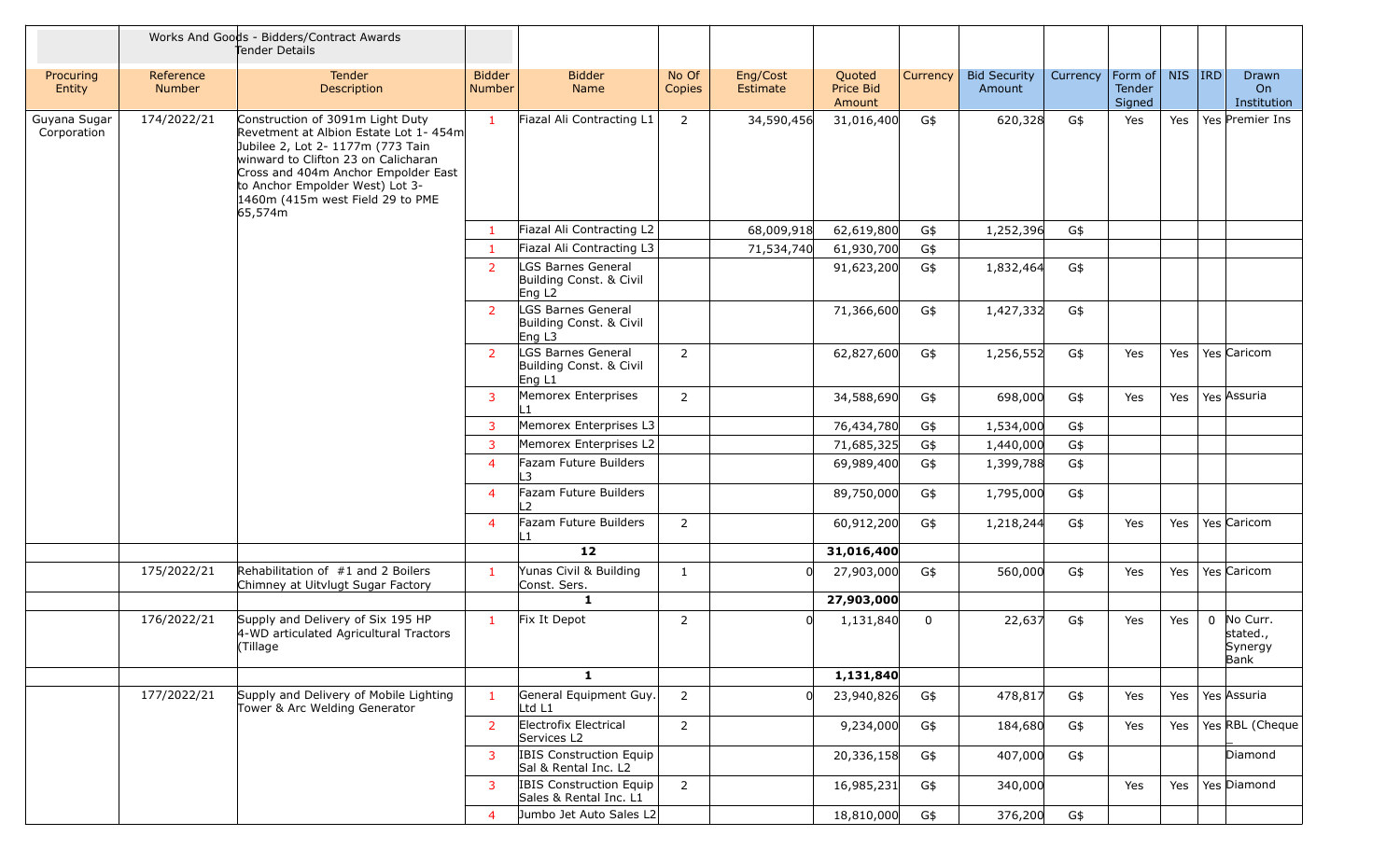| | | Works And Goods - Bidders/Contract Awards Tender Details | | | | | | | | | | | | |
|---|---|---|---|---|---|---|---|---|---|---|---|---|---|---|
| Procuring Entity | Reference Number | Tender Description | Bidder Number | Bidder Name | No Of Copies | Eng/Cost Estimate | Quoted Price Bid Amount | Currency | Bid Security Amount | Currency | Form of Tender Signed | NIS | IRD | Drawn On Institution |
| Guyana Sugar Corporation | 174/2022/21 | Construction of 3091m Light Duty Revetment at Albion Estate Lot 1- 454m Jubilee 2, Lot 2- 1177m (773 Tain winward to Clifton 23 on Calicharan Cross and 404m Anchor Empolder East to Anchor Empolder West) Lot 3- 1460m (415m west Field 29 to PME 65,574m | 1 | Fiazal Ali Contracting L1 | 2 | 34,590,456 | 31,016,400 | G$ | 620,328 | G$ | Yes | Yes | Yes | Premier Ins |
| | | | 1 | Fiazal Ali Contracting L2 | | 68,009,918 | 62,619,800 | G$ | 1,252,396 | G$ | | | | |
| | | | 1 | Fiazal Ali Contracting L3 | | 71,534,740 | 61,930,700 | G$ | | | | | | |
| | | | 2 | LGS Barnes General Building Const. & Civil Eng L2 | | | 91,623,200 | G$ | 1,832,464 | G$ | | | | |
| | | | 2 | LGS Barnes General Building Const. & Civil Eng L3 | | | 71,366,600 | G$ | 1,427,332 | G$ | | | | |
| | | | 2 | LGS Barnes General Building Const. & Civil Eng L1 | 2 | | 62,827,600 | G$ | 1,256,552 | G$ | Yes | Yes | Yes | Caricom |
| | | | 3 | Memorex Enterprises L1 | 2 | | 34,588,690 | G$ | 698,000 | G$ | Yes | Yes | Yes | Assuria |
| | | | 3 | Memorex Enterprises L3 | | | 76,434,780 | G$ | 1,534,000 | G$ | | | | |
| | | | 3 | Memorex Enterprises L2 | | | 71,685,325 | G$ | 1,440,000 | G$ | | | | |
| | | | 4 | Fazam Future Builders L3 | | | 69,989,400 | G$ | 1,399,788 | G$ | | | | |
| | | | 4 | Fazam Future Builders L2 | | | 89,750,000 | G$ | 1,795,000 | G$ | | | | |
| | | | 4 | Fazam Future Builders L1 | 2 | | 60,912,200 | G$ | 1,218,244 | G$ | Yes | Yes | Yes | Caricom |
| | | | | **12** | | | **31,016,400** | | | | | | | |
| | 175/2022/21 | Rehabilitation of #1 and 2 Boilers Chimney at Uitvlugt Sugar Factory | 1 | Yunas Civil & Building Const. Sers. | 1 | 0 | 27,903,000 | G$ | 560,000 | G$ | Yes | Yes | Yes | Caricom |
| | | | | **1** | | | **27,903,000** | | | | | | | |
| | 176/2022/21 | Supply and Delivery of Six 195 HP 4-WD articulated Agricultural Tractors (Tillage | 1 | Fix It Depot | 2 | 0 | 1,131,840 | 0 | 22,637 | G$ | Yes | Yes | 0 | No Curr. stated., Synergy Bank |
| | | | | **1** | | | **1,131,840** | | | | | | | |
| | 177/2022/21 | Supply and Delivery of Mobile Lighting Tower & Arc Welding Generator | 1 | General Equipment Guy. Ltd L1 | 2 | 0 | 23,940,826 | G$ | 478,817 | G$ | Yes | Yes | Yes | Assuria |
| | | | 2 | Electrofix Electrical Services L2 | 2 | | 9,234,000 | G$ | 184,680 | G$ | Yes | Yes | Yes | RBL (Cheque |
| | | | 3 | IBIS Construction Equip Sal & Rental Inc. L2 | | | 20,336,158 | G$ | 407,000 | G$ | | | | Diamond |
| | | | 3 | IBIS Construction Equip Sales & Rental Inc. L1 | 2 | | 16,985,231 | G$ | 340,000 | | Yes | Yes | Yes | Diamond |
| | | | 4 | Jumbo Jet Auto Sales L2 | | | 18,810,000 | G$ | 376,200 | G$ | | | | |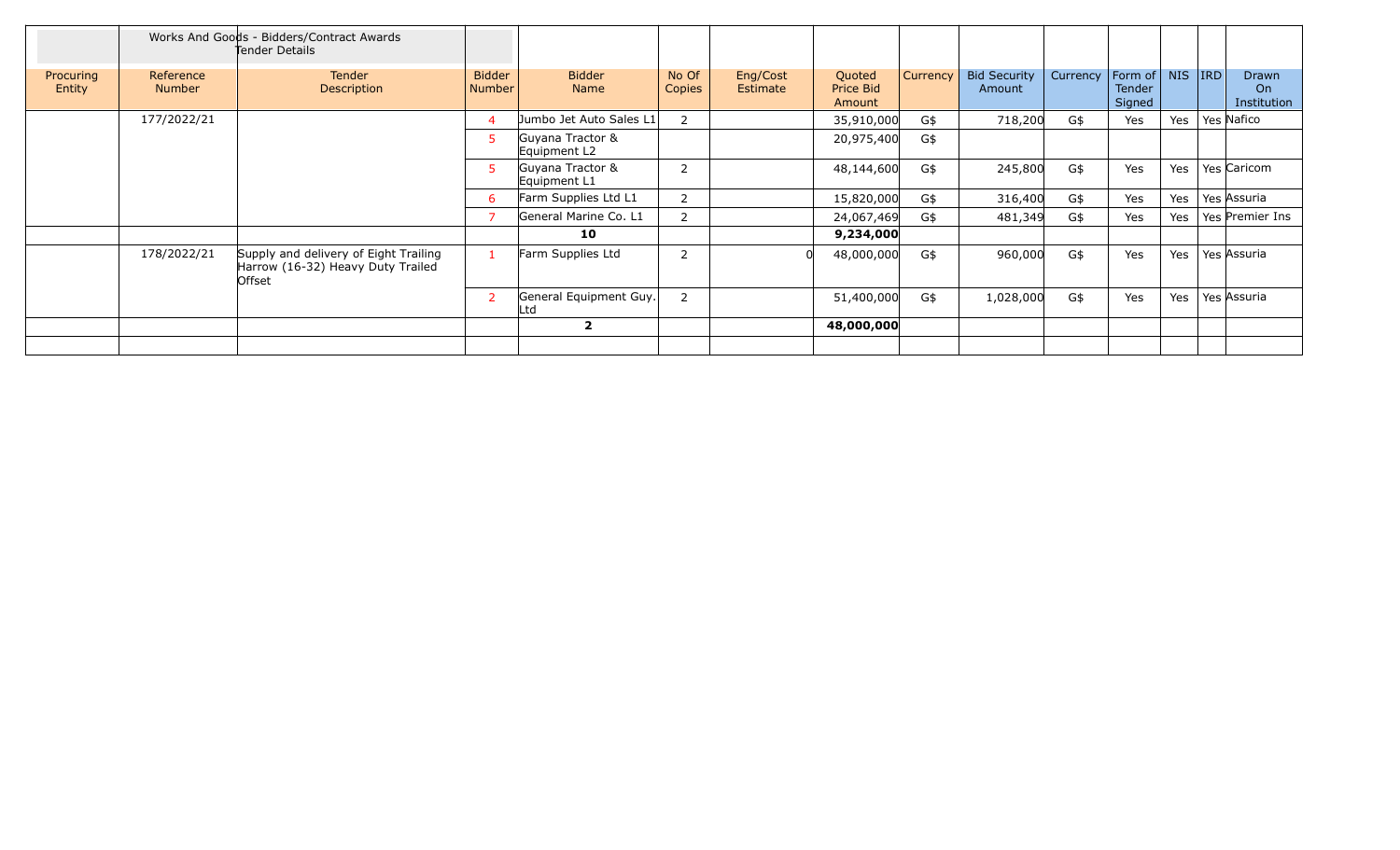| | Works And Goods - Bidders/Contract Awards Tender Details | | | | | | | | | | | | | | |
|---|---|---|---|---|---|---|---|---|---|---|---|---|---|---|---|
| Procuring Entity | Reference Number | Tender Description | Bidder Number | Bidder Name | No Of Copies | Eng/Cost Estimate | Quoted Price Bid Amount | Currency | Bid Security Amount | Currency | Form of Tender Signed | NIS | IRD | Drawn On Institution |
| | 177/2022/21 | | 4 | Jumbo Jet Auto Sales L1 | 2 | | 35,910,000 | G$ | 718,200 | G$ | Yes | Yes | Yes | Nafico |
| | | | 5 | Guyana Tractor & Equipment L2 | | | 20,975,400 | G$ | | | | | | |
| | | | 5 | Guyana Tractor & Equipment L1 | 2 | | 48,144,600 | G$ | 245,800 | G$ | Yes | Yes | Yes | Caricom |
| | | | 6 | Farm Supplies Ltd L1 | 2 | | 15,820,000 | G$ | 316,400 | G$ | Yes | Yes | Yes | Assuria |
| | | | 7 | General Marine Co. L1 | 2 | | 24,067,469 | G$ | 481,349 | G$ | Yes | Yes | Yes | Premier Ins |
| | | | | **10** | | | **9,234,000** | | | | | | | |
| | 178/2022/21 | Supply and delivery of Eight Trailing Harrow (16-32) Heavy Duty Trailed Offset | 1 | Farm Supplies Ltd | 2 | 0 | 48,000,000 | G$ | 960,000 | G$ | Yes | Yes | Yes | Assuria |
| | | | 2 | General Equipment Guy. Ltd | 2 | | 51,400,000 | G$ | 1,028,000 | G$ | Yes | Yes | Yes | Assuria |
| | | | | **2** | | | **48,000,000** | | | | | | | |
| | | | | | | | | | | | | | | |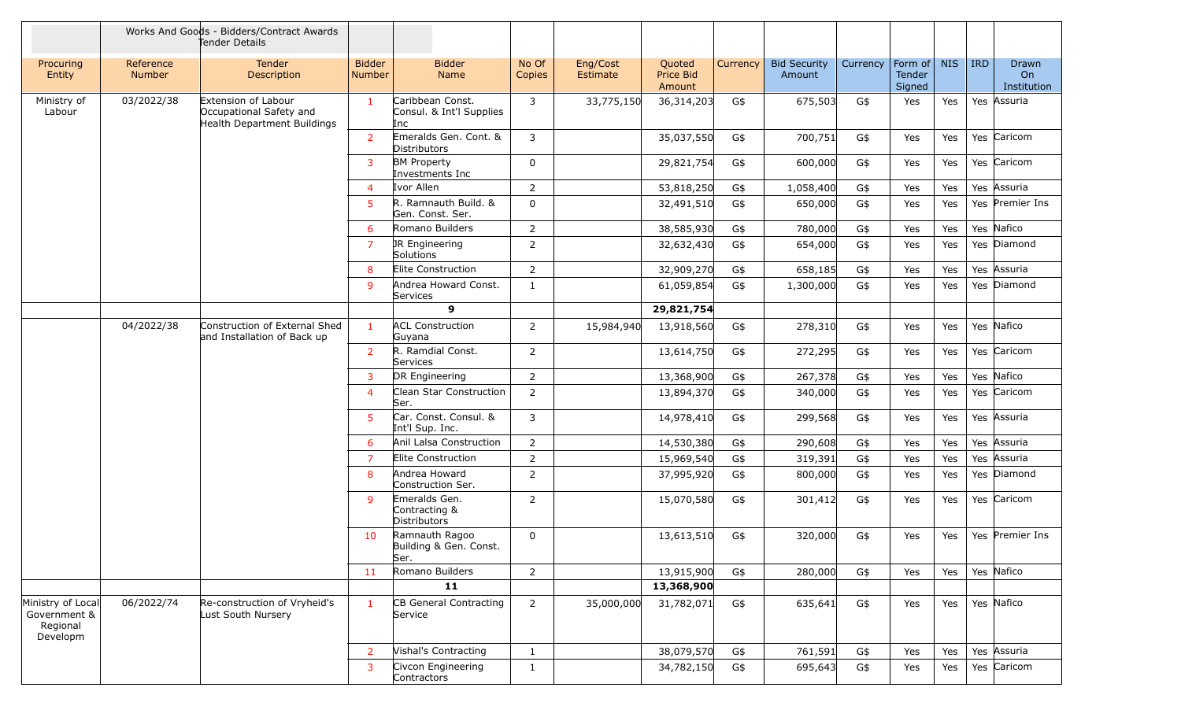| | | Works And Goods - Bidders/Contract Awards Tender Details | | | | | | | | | | | | |
|---|---|---|---|---|---|---|---|---|---|---|---|---|---|---|
| Procuring Entity | Reference Number | Tender Description | Bidder Number | Bidder Name | No Of Copies | Eng/Cost Estimate | Quoted Price Bid Amount | Currency | Bid Security Amount | Currency | Form of Tender Signed | NIS | IRD | Drawn On Institution |
| Ministry of Labour | 03/2022/38 | Extension of Labour Occupational Safety and Health Department Buildings | 1 | Caribbean Const. Consul. & Int'l Supplies Inc | 3 | 33,775,150 | 36,314,203 | G$ | 675,503 | G$ | Yes | Yes | Yes | Assuria |
| | | | 2 | Emeralds Gen. Cont. & Distributors | 3 | | 35,037,550 | G$ | 700,751 | G$ | Yes | Yes | Yes | Caricom |
| | | | 3 | BM Property Investments Inc | 0 | | 29,821,754 | G$ | 600,000 | G$ | Yes | Yes | Yes | Caricom |
| | | | 4 | Ivor Allen | 2 | | 53,818,250 | G$ | 1,058,400 | G$ | Yes | Yes | Yes | Assuria |
| | | | 5 | R. Ramnauth Build. & Gen. Const. Ser. | 0 | | 32,491,510 | G$ | 650,000 | G$ | Yes | Yes | Yes | Premier Ins |
| | | | 6 | Romano Builders | 2 | | 38,585,930 | G$ | 780,000 | G$ | Yes | Yes | Yes | Nafico |
| | | | 7 | JR Engineering Solutions | 2 | | 32,632,430 | G$ | 654,000 | G$ | Yes | Yes | Yes | Diamond |
| | | | 8 | Elite Construction | 2 | | 32,909,270 | G$ | 658,185 | G$ | Yes | Yes | Yes | Assuria |
| | | | 9 | Andrea Howard Const. Services | 1 | | 61,059,854 | G$ | 1,300,000 | G$ | Yes | Yes | Yes | Diamond |
| | | | | **9** | | | **29,821,754** | | | | | | | |
| | 04/2022/38 | Construction of External Shed and Installation of Back up | 1 | ACL Construction Guyana | 2 | 15,984,940 | 13,918,560 | G$ | 278,310 | G$ | Yes | Yes | Yes | Nafico |
| | | | 2 | R. Ramdial Const. Services | 2 | | 13,614,750 | G$ | 272,295 | G$ | Yes | Yes | Yes | Caricom |
| | | | 3 | DR Engineering | 2 | | 13,368,900 | G$ | 267,378 | G$ | Yes | Yes | Yes | Nafico |
| | | | 4 | Clean Star Construction Ser. | 2 | | 13,894,370 | G$ | 340,000 | G$ | Yes | Yes | Yes | Caricom |
| | | | 5 | Car. Const. Consul. & Int'l Sup. Inc. | 3 | | 14,978,410 | G$ | 299,568 | G$ | Yes | Yes | Yes | Assuria |
| | | | 6 | Anil Lalsa Construction | 2 | | 14,530,380 | G$ | 290,608 | G$ | Yes | Yes | Yes | Assuria |
| | | | 7 | Elite Construction | 2 | | 15,969,540 | G$ | 319,391 | G$ | Yes | Yes | Yes | Assuria |
| | | | 8 | Andrea Howard Construction Ser. | 2 | | 37,995,920 | G$ | 800,000 | G$ | Yes | Yes | Yes | Diamond |
| | | | 9 | Emeralds Gen. Contracting & Distributors | 2 | | 15,070,580 | G$ | 301,412 | G$ | Yes | Yes | Yes | Caricom |
| | | | 10 | Ramnauth Ragoo Building & Gen. Const. Ser. | 0 | | 13,613,510 | G$ | 320,000 | G$ | Yes | Yes | Yes | Premier Ins |
| | | | 11 | Romano Builders | 2 | | 13,915,900 | G$ | 280,000 | G$ | Yes | Yes | Yes | Nafico |
| | | | | **11** | | | **13,368,900** | | | | | | | |
| Ministry of Local Government & Regional Developm | 06/2022/74 | Re-construction of Vryheid's Lust South Nursery | 1 | CB General Contracting Service | 2 | 35,000,000 | 31,782,071 | G$ | 635,641 | G$ | Yes | Yes | Yes | Nafico |
| | | | 2 | Vishal's Contracting | 1 | | 38,079,570 | G$ | 761,591 | G$ | Yes | Yes | Yes | Assuria |
| | | | 3 | Civcon Engineering Contractors | 1 | | 34,782,150 | G$ | 695,643 | G$ | Yes | Yes | Yes | Caricom |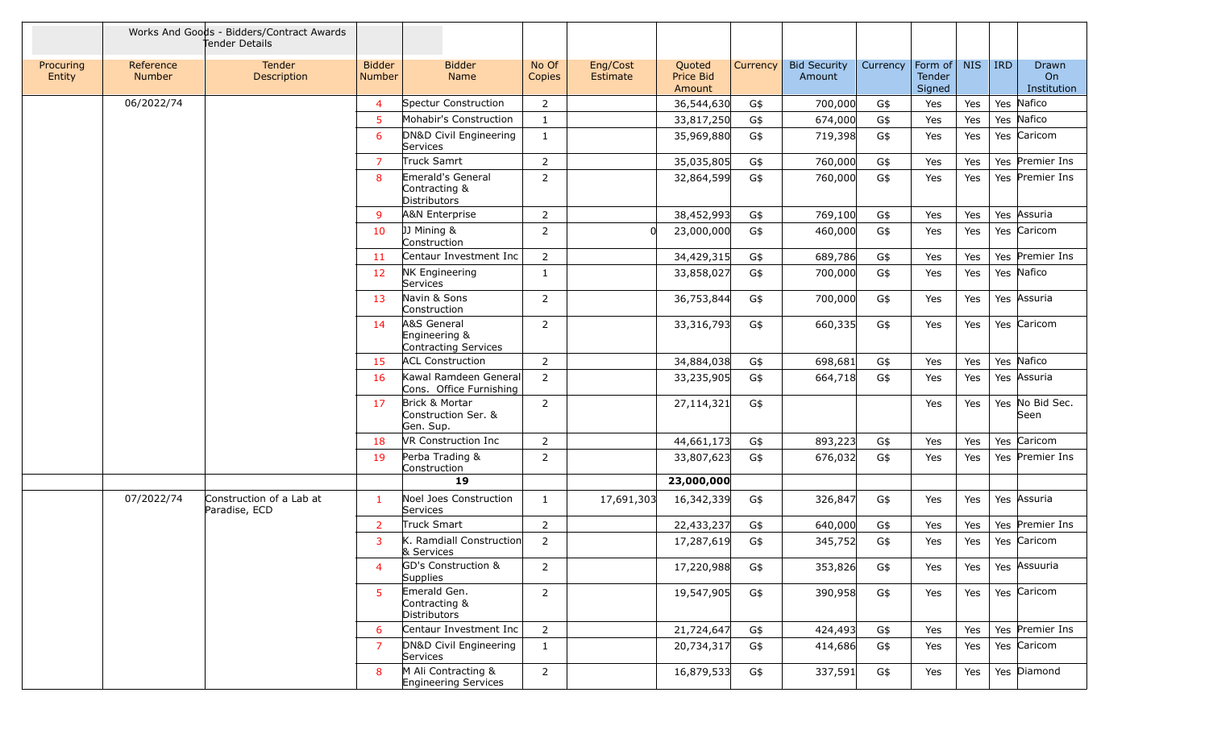| | Works And Goods - Bidders/Contract Awards Tender Details | | | | | | | | | | | | | |
|---|---|---|---|---|---|---|---|---|---|---|---|---|---|---|
| Procuring Entity | Reference Number | Tender Description | Bidder Number | Bidder Name | No Of Copies | Eng/Cost Estimate | Quoted Price Bid Amount | Currency | Bid Security Amount | Currency | Form of Tender Signed | NIS | IRD | Drawn On Institution |
| | 06/2022/74 | | 4 | Spectur Construction | 2 | | 36,544,630 | G$ | 700,000 | G$ | Yes | Yes | Yes | Nafico |
| | | | 5 | Mohabir's Construction | 1 | | 33,817,250 | G$ | 674,000 | G$ | Yes | Yes | Yes | Nafico |
| | | | 6 | DN&D Civil Engineering Services | 1 | | 35,969,880 | G$ | 719,398 | G$ | Yes | Yes | Yes | Caricom |
| | | | 7 | Truck Samrt | 2 | | 35,035,805 | G$ | 760,000 | G$ | Yes | Yes | Yes | Premier Ins |
| | | | 8 | Emerald's General Contracting & Distributors | 2 | | 32,864,599 | G$ | 760,000 | G$ | Yes | Yes | Yes | Premier Ins |
| | | | 9 | A&N Enterprise | 2 | | 38,452,993 | G$ | 769,100 | G$ | Yes | Yes | Yes | Assuria |
| | | | 10 | JJ Mining & Construction | 2 | 0 | 23,000,000 | G$ | 460,000 | G$ | Yes | Yes | Yes | Caricom |
| | | | 11 | Centaur Investment Inc | 2 | | 34,429,315 | G$ | 689,786 | G$ | Yes | Yes | Yes | Premier Ins |
| | | | 12 | NK Engineering Services | 1 | | 33,858,027 | G$ | 700,000 | G$ | Yes | Yes | Yes | Nafico |
| | | | 13 | Navin & Sons Construction | 2 | | 36,753,844 | G$ | 700,000 | G$ | Yes | Yes | Yes | Assuria |
| | | | 14 | A&S General Engineering & Contracting Services | 2 | | 33,316,793 | G$ | 660,335 | G$ | Yes | Yes | Yes | Caricom |
| | | | 15 | ACL Construction | 2 | | 34,884,038 | G$ | 698,681 | G$ | Yes | Yes | Yes | Nafico |
| | | | 16 | Kawal Ramdeen General Cons. Office Furnishing | 2 | | 33,235,905 | G$ | 664,718 | G$ | Yes | Yes | Yes | Assuria |
| | | | 17 | Brick & Mortar Construction Ser. & Gen. Sup. | 2 | | 27,114,321 | G$ | | | Yes | Yes | Yes | No Bid Sec. Seen |
| | | | 18 | VR Construction Inc | 2 | | 44,661,173 | G$ | 893,223 | G$ | Yes | Yes | Yes | Caricom |
| | | | 19 | Perba Trading & Construction | 2 | | 33,807,623 | G$ | 676,032 | G$ | Yes | Yes | Yes | Premier Ins |
| | | | **19** | | | | **23,000,000** | | | | | | | |
| | 07/2022/74 | Construction of a Lab at Paradise, ECD | 1 | Noel Joes Construction Services | 1 | 17,691,303 | 16,342,339 | G$ | 326,847 | G$ | Yes | Yes | Yes | Assuria |
| | | | 2 | Truck Smart | 2 | | 22,433,237 | G$ | 640,000 | G$ | Yes | Yes | Yes | Premier Ins |
| | | | 3 | K. Ramdiall Construction & Services | 2 | | 17,287,619 | G$ | 345,752 | G$ | Yes | Yes | Yes | Caricom |
| | | | 4 | GD's Construction & Supplies | 2 | | 17,220,988 | G$ | 353,826 | G$ | Yes | Yes | Yes | Assuuria |
| | | | 5 | Emerald Gen. Contracting & Distributors | 2 | | 19,547,905 | G$ | 390,958 | G$ | Yes | Yes | Yes | Caricom |
| | | | 6 | Centaur Investment Inc | 2 | | 21,724,647 | G$ | 424,493 | G$ | Yes | Yes | Yes | Premier Ins |
| | | | 7 | DN&D Civil Engineering Services | 1 | | 20,734,317 | G$ | 414,686 | G$ | Yes | Yes | Yes | Caricom |
| | | | 8 | M Ali Contracting & Engineering Services | 2 | | 16,879,533 | G$ | 337,591 | G$ | Yes | Yes | Yes | Diamond |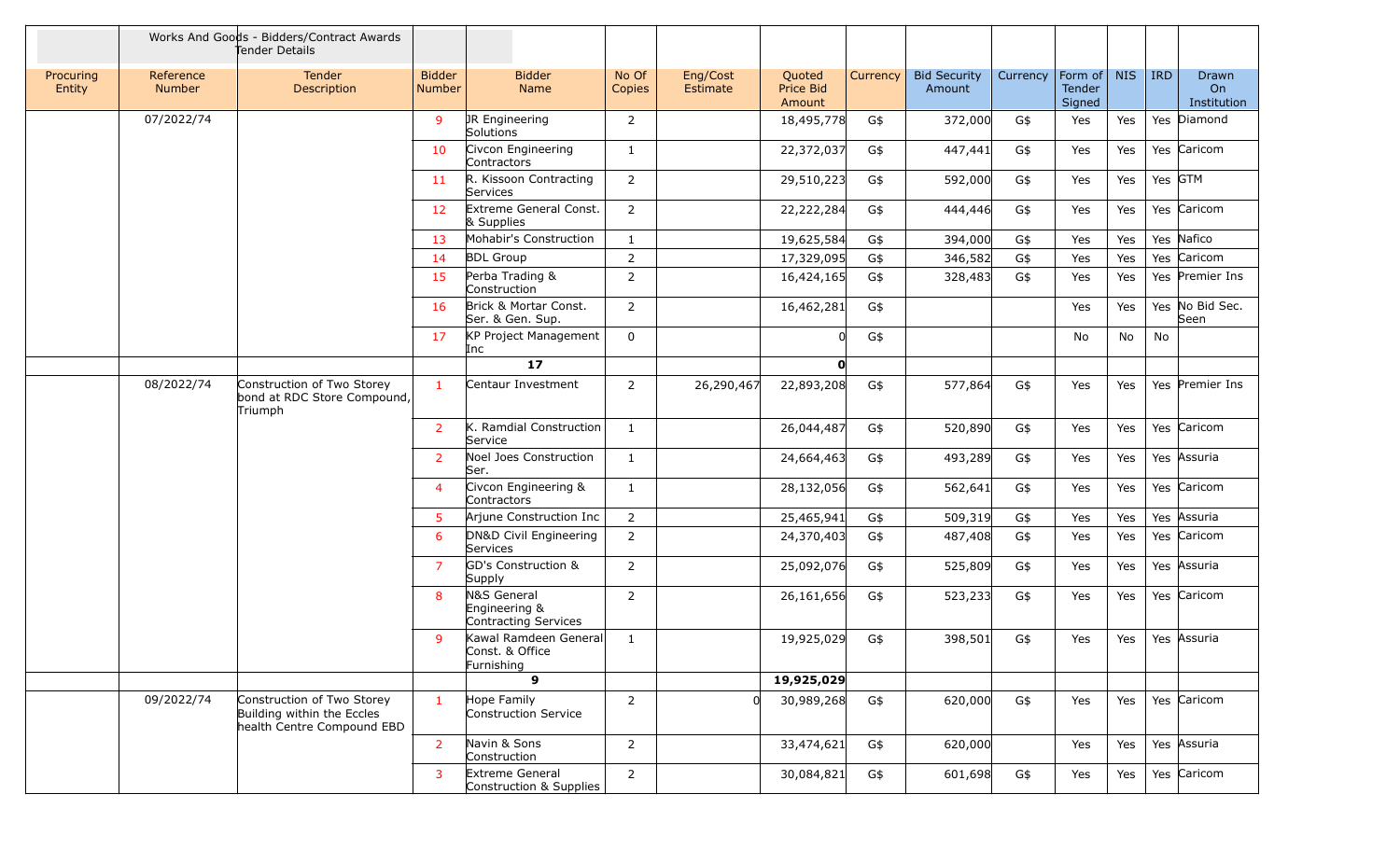| | Works And Goods - Bidders/Contract Awards Tender Details | | | | | | | | | | | | | |
|---|---|---|---|---|---|---|---|---|---|---|---|---|---|---|
| Procuring Entity | Reference Number | Tender Description | Bidder Number | Bidder Name | No Of Copies | Eng/Cost Estimate | Quoted Price Bid Amount | Currency | Bid Security Amount | Currency | Form of Tender Signed | NIS | IRD | Drawn On Institution |
| | 07/2022/74 | | 9 | JR Engineering Solutions | 2 | | 18,495,778 | G$ | 372,000 | G$ | Yes | Yes | Yes | Diamond |
| | | | 10 | Civcon Engineering Contractors | 1 | | 22,372,037 | G$ | 447,441 | G$ | Yes | Yes | Yes | Caricom |
| | | | 11 | R. Kissoon Contracting Services | 2 | | 29,510,223 | G$ | 592,000 | G$ | Yes | Yes | Yes | GTM |
| | | | 12 | Extreme General Const. & Supplies | 2 | | 22,222,284 | G$ | 444,446 | G$ | Yes | Yes | Yes | Caricom |
| | | | 13 | Mohabir's Construction | 1 | | 19,625,584 | G$ | 394,000 | G$ | Yes | Yes | Yes | Nafico |
| | | | 14 | BDL Group | 2 | | 17,329,095 | G$ | 346,582 | G$ | Yes | Yes | Yes | Caricom |
| | | | 15 | Perba Trading & Construction | 2 | | 16,424,165 | G$ | 328,483 | G$ | Yes | Yes | Yes | Premier Ins |
| | | | 16 | Brick & Mortar Const. Ser. & Gen. Sup. | 2 | | 16,462,281 | G$ | | | Yes | Yes | Yes | No Bid Sec. Seen |
| | | | 17 | KP Project Management Inc | 0 | | 0 | G$ | | | No | No | No | |
| | | | | **17** | | | **0** | | | | | | | |
| | 08/2022/74 | Construction of Two Storey bond at RDC Store Compound, Triumph | 1 | Centaur Investment | 2 | 26,290,467 | 22,893,208 | G$ | 577,864 | G$ | Yes | Yes | Yes | Premier Ins |
| | | | 2 | K. Ramdial Construction Service | 1 | | 26,044,487 | G$ | 520,890 | G$ | Yes | Yes | Yes | Caricom |
| | | | 2 | Noel Joes Construction Ser. | 1 | | 24,664,463 | G$ | 493,289 | G$ | Yes | Yes | Yes | Assuria |
| | | | 4 | Civcon Engineering & Contractors | 1 | | 28,132,056 | G$ | 562,641 | G$ | Yes | Yes | Yes | Caricom |
| | | | 5 | Arjune Construction Inc | 2 | | 25,465,941 | G$ | 509,319 | G$ | Yes | Yes | Yes | Assuria |
| | | | 6 | DN&D Civil Engineering Services | 2 | | 24,370,403 | G$ | 487,408 | G$ | Yes | Yes | Yes | Caricom |
| | | | 7 | GD's Construction & Supply | 2 | | 25,092,076 | G$ | 525,809 | G$ | Yes | Yes | Yes | Assuria |
| | | | 8 | N&S General Engineering & Contracting Services | 2 | | 26,161,656 | G$ | 523,233 | G$ | Yes | Yes | Yes | Caricom |
| | | | 9 | Kawal Ramdeen General Const. & Office Furnishing | 1 | | 19,925,029 | G$ | 398,501 | G$ | Yes | Yes | Yes | Assuria |
| | | | | **9** | | | **19,925,029** | | | | | | | |
| | 09/2022/74 | Construction of Two Storey Building within the Eccles health Centre Compound EBD | 1 | Hope Family Construction Service | 2 | 0 | 30,989,268 | G$ | 620,000 | G$ | Yes | Yes | Yes | Caricom |
| | | | 2 | Navin & Sons Construction | 2 | | 33,474,621 | G$ | 620,000 | | Yes | Yes | Yes | Assuria |
| | | | 3 | Extreme General Construction & Supplies | 2 | | 30,084,821 | G$ | 601,698 | G$ | Yes | Yes | Yes | Caricom |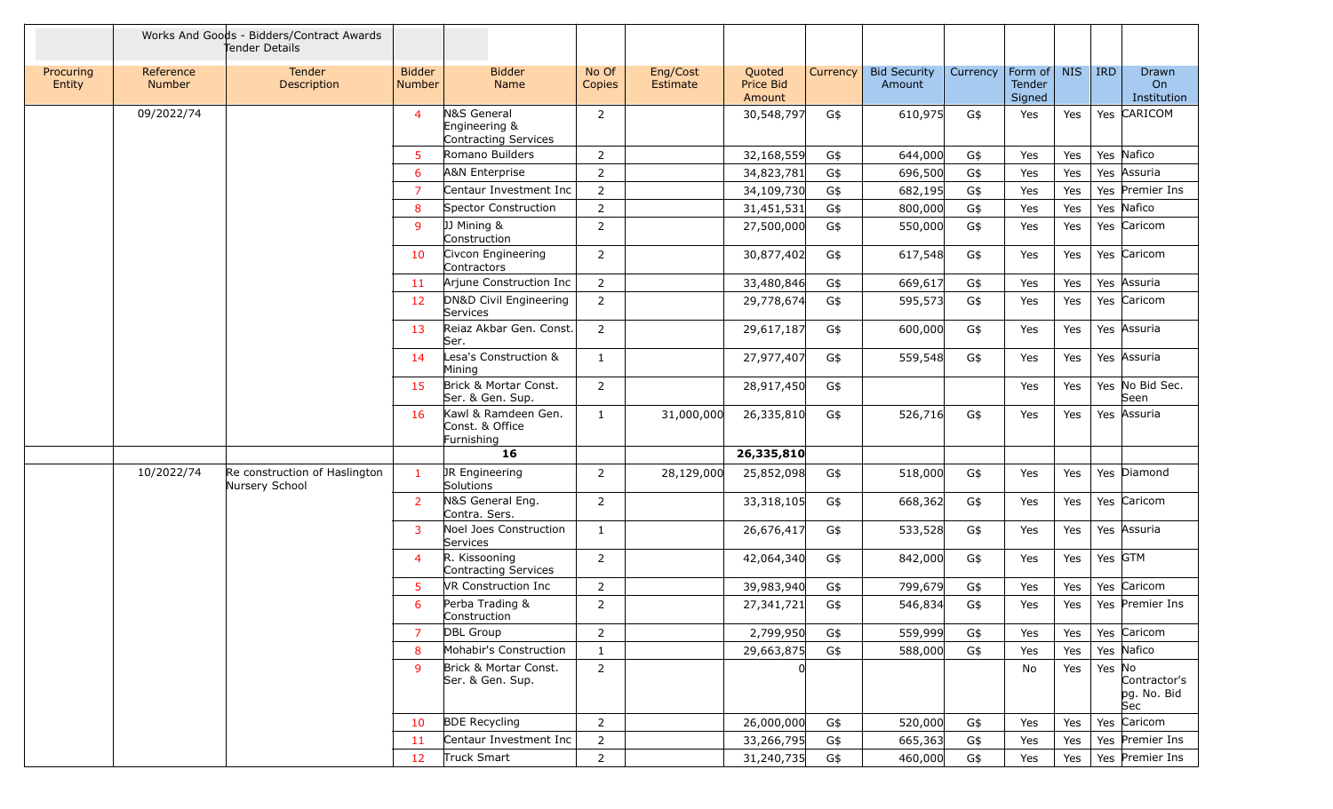| | Works And Goods - Bidders/Contract Awards Tender Details | | | | | | | | | | | | | |
|---|---|---|---|---|---|---|---|---|---|---|---|---|---|---|
| Procuring Entity | Reference Number | Tender Description | Bidder Number | Bidder Name | No Of Copies | Eng/Cost Estimate | Quoted Price Bid Amount | Currency | Bid Security Amount | Currency | Form of Tender Signed | NIS | IRD | Drawn On Institution |
| | 09/2022/74 | | 4 | N&S General Engineering & Contracting Services | 2 | | 30,548,797 | G$ | 610,975 | G$ | Yes | Yes | Yes | CARICOM |
| | | | 5 | Romano Builders | 2 | | 32,168,559 | G$ | 644,000 | G$ | Yes | Yes | Yes | Nafico |
| | | | 6 | A&N Enterprise | 2 | | 34,823,781 | G$ | 696,500 | G$ | Yes | Yes | Yes | Assuria |
| | | | 7 | Centaur Investment Inc | 2 | | 34,109,730 | G$ | 682,195 | G$ | Yes | Yes | Yes | Premier Ins |
| | | | 8 | Spector Construction | 2 | | 31,451,531 | G$ | 800,000 | G$ | Yes | Yes | Yes | Nafico |
| | | | 9 | JJ Mining & Construction | 2 | | 27,500,000 | G$ | 550,000 | G$ | Yes | Yes | Yes | Caricom |
| | | | 10 | Civcon Engineering Contractors | 2 | | 30,877,402 | G$ | 617,548 | G$ | Yes | Yes | Yes | Caricom |
| | | | 11 | Arjune Construction Inc | 2 | | 33,480,846 | G$ | 669,617 | G$ | Yes | Yes | Yes | Assuria |
| | | | 12 | DN&D Civil Engineering Services | 2 | | 29,778,674 | G$ | 595,573 | G$ | Yes | Yes | Yes | Caricom |
| | | | 13 | Reiaz Akbar Gen. Const. Ser. | 2 | | 29,617,187 | G$ | 600,000 | G$ | Yes | Yes | Yes | Assuria |
| | | | 14 | Lesa's Construction & Mining | 1 | | 27,977,407 | G$ | 559,548 | G$ | Yes | Yes | Yes | Assuria |
| | | | 15 | Brick & Mortar Const. Ser. & Gen. Sup. | 2 | | 28,917,450 | G$ | | | Yes | Yes | Yes | No Bid Sec. Seen |
| | | | 16 | Kawl & Ramdeen Gen. Const. & Office Furnishing | 1 | 31,000,000 | 26,335,810 | G$ | 526,716 | G$ | Yes | Yes | Yes | Assuria |
| | | | | **16** | | | **26,335,810** | | | | | | | |
| | 10/2022/74 | Re construction of Haslington Nursery School | 1 | JR Engineering Solutions | 2 | 28,129,000 | 25,852,098 | G$ | 518,000 | G$ | Yes | Yes | Yes | Diamond |
| | | | 2 | N&S General Eng. Contra. Sers. | 2 | | 33,318,105 | G$ | 668,362 | G$ | Yes | Yes | Yes | Caricom |
| | | | 3 | Noel Joes Construction Services | 1 | | 26,676,417 | G$ | 533,528 | G$ | Yes | Yes | Yes | Assuria |
| | | | 4 | R. Kissooning Contracting Services | 2 | | 42,064,340 | G$ | 842,000 | G$ | Yes | Yes | Yes | GTM |
| | | | 5 | VR Construction Inc | 2 | | 39,983,940 | G$ | 799,679 | G$ | Yes | Yes | Yes | Caricom |
| | | | 6 | Perba Trading & Construction | 2 | | 27,341,721 | G$ | 546,834 | G$ | Yes | Yes | Yes | Premier Ins |
| | | | 7 | DBL Group | 2 | | 2,799,950 | G$ | 559,999 | G$ | Yes | Yes | Yes | Caricom |
| | | | 8 | Mohabir's Construction | 1 | | 29,663,875 | G$ | 588,000 | G$ | Yes | Yes | Yes | Nafico |
| | | | 9 | Brick & Mortar Const. Ser. & Gen. Sup. | 2 | | 0 | | | | No | Yes | Yes | No Contractor's pg. No. Bid Sec |
| | | | 10 | BDE Recycling | 2 | | 26,000,000 | G$ | 520,000 | G$ | Yes | Yes | Yes | Caricom |
| | | | 11 | Centaur Investment Inc | 2 | | 33,266,795 | G$ | 665,363 | G$ | Yes | Yes | Yes | Premier Ins |
| | | | 12 | Truck Smart | 2 | | 31,240,735 | G$ | 460,000 | G$ | Yes | Yes | Yes | Premier Ins |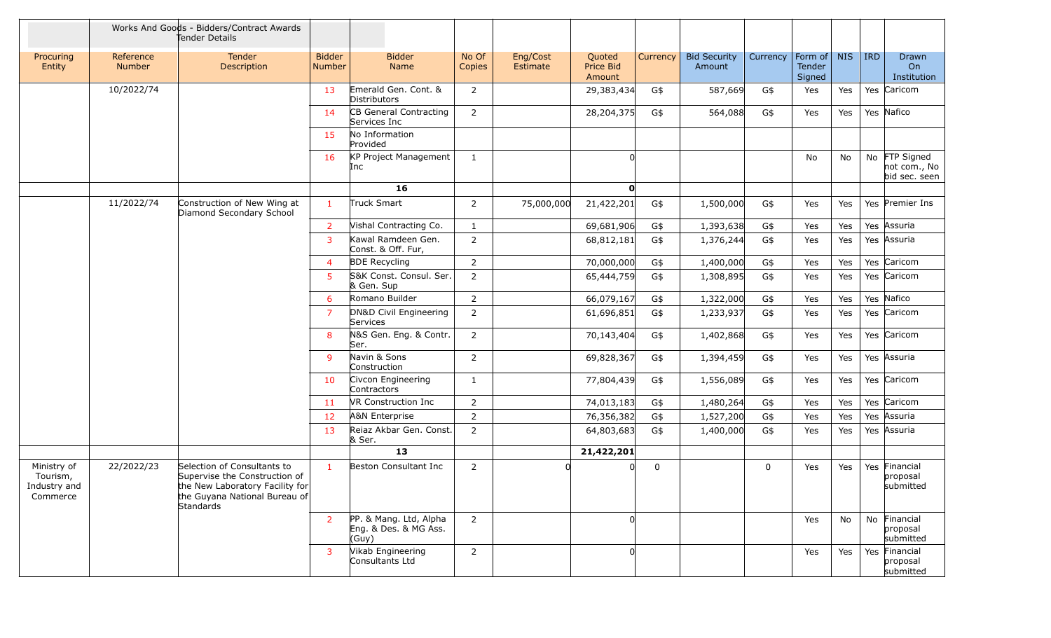| | Works And Goods - Bidders/Contract Awards Tender Details | | | | | | | | | | | | | | |
|---|---|---|---|---|---|---|---|---|---|---|---|---|---|---|---|
| Procuring Entity | Reference Number | Tender Description | Bidder Number | Bidder Name | No Of Copies | Eng/Cost Estimate | Quoted Price Bid Amount | Currency | Bid Security Amount | Currency | Form of Tender Signed | NIS | IRD | Drawn On Institution |
| | 10/2022/74 | | 13 | Emerald Gen. Cont. & Distributors | 2 | | 29,383,434 | G$ | 587,669 | G$ | Yes | Yes | Yes | Caricom |
| | | | 14 | CB General Contracting Services Inc | 2 | | 28,204,375 | G$ | 564,088 | G$ | Yes | Yes | Yes | Nafico |
| | | | 15 | No Information Provided | | | | | | | | | | |
| | | | 16 | KP Project Management Inc | 1 | | 0 | | | | No | No | No | FTP Signed not com., No bid sec. seen |
| | | | | 16 | | | 0 | | | | | | | |
| | 11/2022/74 | Construction of New Wing at Diamond Secondary School | 1 | Truck Smart | 2 | 75,000,000 | 21,422,201 | G$ | 1,500,000 | G$ | Yes | Yes | Yes | Premier Ins |
| | | | 2 | Vishal Contracting Co. | 1 | | 69,681,906 | G$ | 1,393,638 | G$ | Yes | Yes | Yes | Assuria |
| | | | 3 | Kawal Ramdeen Gen. Const. & Off. Fur, | 2 | | 68,812,181 | G$ | 1,376,244 | G$ | Yes | Yes | Yes | Assuria |
| | | | 4 | BDE Recycling | 2 | | 70,000,000 | G$ | 1,400,000 | G$ | Yes | Yes | Yes | Caricom |
| | | | 5 | S&K Const. Consul. Ser. & Gen. Sup | 2 | | 65,444,759 | G$ | 1,308,895 | G$ | Yes | Yes | Yes | Caricom |
| | | | 6 | Romano Builder | 2 | | 66,079,167 | G$ | 1,322,000 | G$ | Yes | Yes | Yes | Nafico |
| | | | 7 | DN&D Civil Engineering Services | 2 | | 61,696,851 | G$ | 1,233,937 | G$ | Yes | Yes | Yes | Caricom |
| | | | 8 | N&S Gen. Eng. & Contr. Ser. | 2 | | 70,143,404 | G$ | 1,402,868 | G$ | Yes | Yes | Yes | Caricom |
| | | | 9 | Navin & Sons Construction | 2 | | 69,828,367 | G$ | 1,394,459 | G$ | Yes | Yes | Yes | Assuria |
| | | | 10 | Civcon Engineering Contractors | 1 | | 77,804,439 | G$ | 1,556,089 | G$ | Yes | Yes | Yes | Caricom |
| | | | 11 | VR Construction Inc | 2 | | 74,013,183 | G$ | 1,480,264 | G$ | Yes | Yes | Yes | Caricom |
| | | | 12 | A&N Enterprise | 2 | | 76,356,382 | G$ | 1,527,200 | G$ | Yes | Yes | Yes | Assuria |
| | | | 13 | Reiaz Akbar Gen. Const. & Ser. | 2 | | 64,803,683 | G$ | 1,400,000 | G$ | Yes | Yes | Yes | Assuria |
| | | | | 13 | | | 21,422,201 | | | | | | | |
| Ministry of Tourism, Industry and Commerce | 22/2022/23 | Selection of Consultants to Supervise the Construction of the New Laboratory Facility for the Guyana National Bureau of Standards | 1 | Beston Consultant Inc | 2 | 0 | 0 | 0 | | 0 | Yes | Yes | Yes | Financial proposal submitted |
| | | | 2 | PP. & Mang. Ltd, Alpha Eng. & Des. & MG Ass. (Guy) | 2 | | 0 | | | | Yes | No | No | Financial proposal submitted |
| | | | 3 | Vikab Engineering Consultants Ltd | 2 | | 0 | | | | Yes | Yes | Yes | Financial proposal submitted |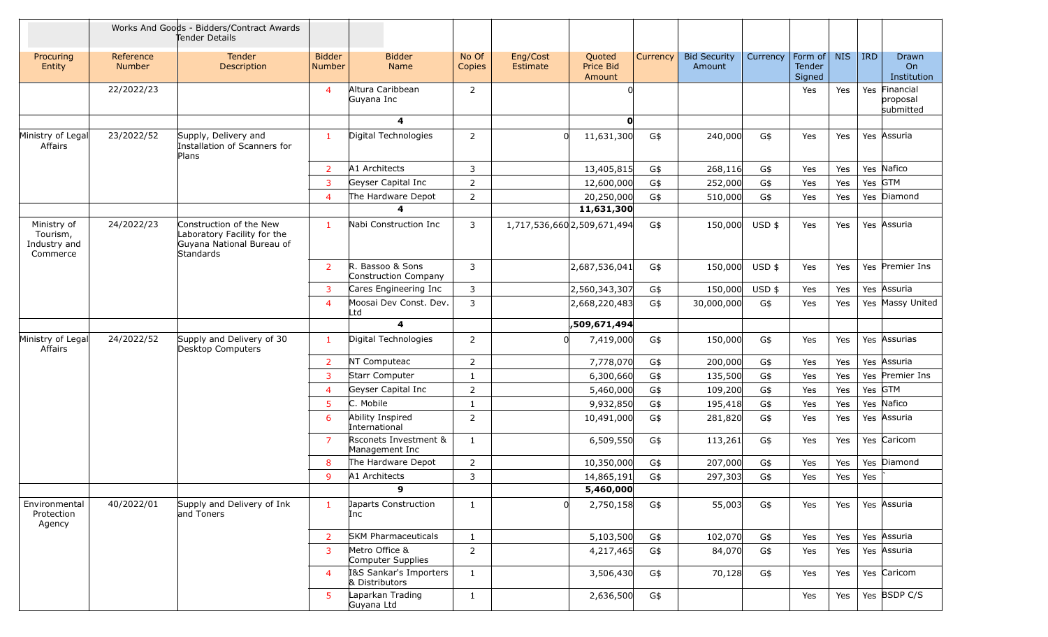| | Works And Goods - Bidders/Contract Awards Tender Details | | | | | | | | | | | | | | |
|---|---|---|---|---|---|---|---|---|---|---|---|---|---|---|---|
| Procuring Entity | Reference Number | Tender Description | Bidder Number | Bidder Name | No Of Copies | Eng/Cost Estimate | Quoted Price Bid Amount | Currency | Bid Security Amount | Currency | Form of Tender Signed | NIS | IRD | Drawn On Institution |
| | 22/2022/23 | | 4 | Altura Caribbean Guyana Inc | 2 | | 0 | | | | Yes | Yes | Yes | Financial proposal submitted |
| | | | | 4 | | | 0 | | | | | | | |
| Ministry of Legal Affairs | 23/2022/52 | Supply, Delivery and Installation of Scanners for Plans | 1 | Digital Technologies | 2 | 0 | 11,631,300 | G$ | 240,000 | G$ | Yes | Yes | Yes | Assuria |
| | | | 2 | A1 Architects | 3 | | 13,405,815 | G$ | 268,116 | G$ | Yes | Yes | Yes | Nafico |
| | | | 3 | Geyser Capital Inc | 2 | | 12,600,000 | G$ | 252,000 | G$ | Yes | Yes | Yes | GTM |
| | | | 4 | The Hardware Depot | 2 | | 20,250,000 | G$ | 510,000 | G$ | Yes | Yes | Yes | Diamond |
| | | | | 4 | | | 11,631,300 | | | | | | | |
| Ministry of Tourism, Industry and Commerce | 24/2022/23 | Construction of the New Laboratory Facility for the Guyana National Bureau of Standards | 1 | Nabi Construction Inc | 3 | 1,717,536,660 | 2,509,671,494 | G$ | 150,000 | USD $ | Yes | Yes | Yes | Assuria |
| | | | 2 | R. Bassoo & Sons Construction Company | 3 | | 2,687,536,041 | G$ | 150,000 | USD $ | Yes | Yes | Yes | Premier Ins |
| | | | 3 | Cares Engineering Inc | 3 | | 2,560,343,307 | G$ | 150,000 | USD $ | Yes | Yes | Yes | Assuria |
| | | | 4 | Moosai Dev Const. Dev. Ltd | 3 | | 2,668,220,483 | G$ | 30,000,000 | G$ | Yes | Yes | Yes | Massy United |
| | | | | 4 | | | ,509,671,494 | | | | | | | |
| Ministry of Legal Affairs | 24/2022/52 | Supply and Delivery of 30 Desktop Computers | 1 | Digital Technologies | 2 | 0 | 7,419,000 | G$ | 150,000 | G$ | Yes | Yes | Yes | Assurias |
| | | | 2 | NT Computeac | 2 | | 7,778,070 | G$ | 200,000 | G$ | Yes | Yes | Yes | Assuria |
| | | | 3 | Starr Computer | 1 | | 6,300,660 | G$ | 135,500 | G$ | Yes | Yes | Yes | Premier Ins |
| | | | 4 | Geyser Capital Inc | 2 | | 5,460,000 | G$ | 109,200 | G$ | Yes | Yes | Yes | GTM |
| | | | 5 | C. Mobile | 1 | | 9,932,850 | G$ | 195,418 | G$ | Yes | Yes | Yes | Nafico |
| | | | 6 | Ability Inspired International | 2 | | 10,491,000 | G$ | 281,820 | G$ | Yes | Yes | Yes | Assuria |
| | | | 7 | Rsconets Investment & Management Inc | 1 | | 6,509,550 | G$ | 113,261 | G$ | Yes | Yes | Yes | Caricom |
| | | | 8 | The Hardware Depot | 2 | | 10,350,000 | G$ | 207,000 | G$ | Yes | Yes | Yes | Diamond |
| | | | 9 | A1 Architects | 3 | | 14,865,191 | G$ | 297,303 | G$ | Yes | Yes | Yes | ` |
| | | | | 9 | | | 5,460,000 | | | | | | | |
| Environmental Protection Agency | 40/2022/01 | Supply and Delivery of Ink and Toners | 1 | Japarts Construction Inc | 1 | 0 | 2,750,158 | G$ | 55,003 | G$ | Yes | Yes | Yes | Assuria |
| | | | 2 | SKM Pharmaceuticals | 1 | | 5,103,500 | G$ | 102,070 | G$ | Yes | Yes | Yes | Assuria |
| | | | 3 | Metro Office & Computer Supplies | 2 | | 4,217,465 | G$ | 84,070 | G$ | Yes | Yes | Yes | Assuria |
| | | | 4 | I&S Sankar's Importers & Distributors | 1 | | 3,506,430 | G$ | 70,128 | G$ | Yes | Yes | Yes | Caricom |
| | | | 5 | Laparkan Trading Guyana Ltd | 1 | | 2,636,500 | G$ | | | Yes | Yes | Yes | BSDP C/S |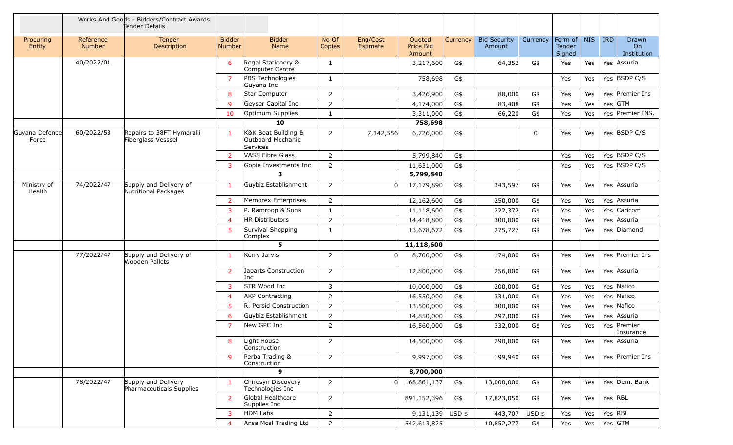| | | Works And Goods - Bidders/Contract Awards Tender Details | | | | | | | | | | | | |
|---|---|---|---|---|---|---|---|---|---|---|---|---|---|---|
| Procuring Entity | Reference Number | Tender Description | Bidder Number | Bidder Name | No Of Copies | Eng/Cost Estimate | Quoted Price Bid Amount | Currency | Bid Security Amount | Currency | Form of Tender Signed | NIS | IRD | Drawn On Institution |
| | 40/2022/01 | | 6 | Regal Stationery & Computer Centre | 1 | | 3,217,600 | G$ | 64,352 | G$ | Yes | Yes | Yes | Assuria |
| | | | 7 | PBS Technologies Guyana Inc | 1 | | 758,698 | G$ | | | Yes | Yes | Yes | BSDP C/S |
| | | | 8 | Star Computer | 2 | | 3,426,900 | G$ | 80,000 | G$ | Yes | Yes | Yes | Premier Ins |
| | | | 9 | Geyser Capital Inc | 2 | | 4,174,000 | G$ | 83,408 | G$ | Yes | Yes | Yes | GTM |
| | | | 10 | Optimum Supplies | 1 | | 3,311,000 | G$ | 66,220 | G$ | Yes | Yes | Yes | Premier INS. |
| | | | | **10** | | | **758,698** | | | | | | | |
| Guyana Defence Force | 60/2022/53 | Repairs to 38FT Hymaralli Fiberglass Vesssel | 1 | K&K Boat Building & Outboard Mechanic Services | 2 | 7,142,556 | 6,726,000 | G$ | | 0 | Yes | Yes | Yes | BSDP C/S |
| | | | 2 | VASS Fibre Glass | 2 | | 5,799,840 | G$ | | | Yes | Yes | Yes | BSDP C/S |
| | | | 3 | Gopie Investments Inc | 2 | | 11,631,000 | G$ | | | Yes | Yes | Yes | BSDP C/S |
| | | | | **3** | | | **5,799,840** | | | | | | | |
| Ministry of Health | 74/2022/47 | Supply and Delivery of Nutritional Packages | 1 | Guybiz Establishment | 2 | 0 | 17,179,890 | G$ | 343,597 | G$ | Yes | Yes | Yes | Assuria |
| | | | 2 | Memorex Enterprises | 2 | | 12,162,600 | G$ | 250,000 | G$ | Yes | Yes | Yes | Assuria |
| | | | 3 | P. Ramroop & Sons | 1 | | 11,118,600 | G$ | 222,372 | G$ | Yes | Yes | Yes | Caricom |
| | | | 4 | HR Distributors | 2 | | 14,418,800 | G$ | 300,000 | G$ | Yes | Yes | Yes | Assuria |
| | | | 5 | Survival Shopping Complex | 1 | | 13,678,672 | G$ | 275,727 | G$ | Yes | Yes | Yes | Diamond |
| | | | | **5** | | | **11,118,600** | | | | | | | |
| | 77/2022/47 | Supply and Delivery of Wooden Pallets | 1 | Kerry Jarvis | 2 | 0 | 8,700,000 | G$ | 174,000 | G$ | Yes | Yes | Yes | Premier Ins |
| | | | 2 | Japarts Construction Inc | 2 | | 12,800,000 | G$ | 256,000 | G$ | Yes | Yes | Yes | Assuria |
| | | | 3 | STR Wood Inc | 3 | | 10,000,000 | G$ | 200,000 | G$ | Yes | Yes | Yes | Nafico |
| | | | 4 | AKP Contracting | 2 | | 16,550,000 | G$ | 331,000 | G$ | Yes | Yes | Yes | Nafico |
| | | | 5 | R. Persid Construction | 2 | | 13,500,000 | G$ | 300,000 | G$ | Yes | Yes | Yes | Nafico |
| | | | 6 | Guybiz Establishment | 2 | | 14,850,000 | G$ | 297,000 | G$ | Yes | Yes | Yes | Assuria |
| | | | 7 | New GPC Inc | 2 | | 16,560,000 | G$ | 332,000 | G$ | Yes | Yes | Yes | Premier Insurance |
| | | | 8 | Light House Construction | 2 | | 14,500,000 | G$ | 290,000 | G$ | Yes | Yes | Yes | Assuria |
| | | | 9 | Perba Trading & Construction | 2 | | 9,997,000 | G$ | 199,940 | G$ | Yes | Yes | Yes | Premier Ins |
| | | | | **9** | | | **8,700,000** | | | | | | | |
| | 78/2022/47 | Supply and Delivery Pharmaceuticals Supplies | 1 | Chirosyn Discovery Technologies Inc | 2 | 0 | 168,861,137 | G$ | 13,000,000 | G$ | Yes | Yes | Yes | Dem. Bank |
| | | | 2 | Global Healthcare Supplies Inc | 2 | | 891,152,396 | G$ | 17,823,050 | G$ | Yes | Yes | Yes | RBL |
| | | | 3 | HDM Labs | 2 | | 9,131,139 | USD $ | 443,707 | USD $ | Yes | Yes | Yes | RBL |
| | | | 4 | Ansa Mcal Trading Ltd | 2 | | 542,613,825 | | 10,852,277 | G$ | Yes | Yes | Yes | GTM |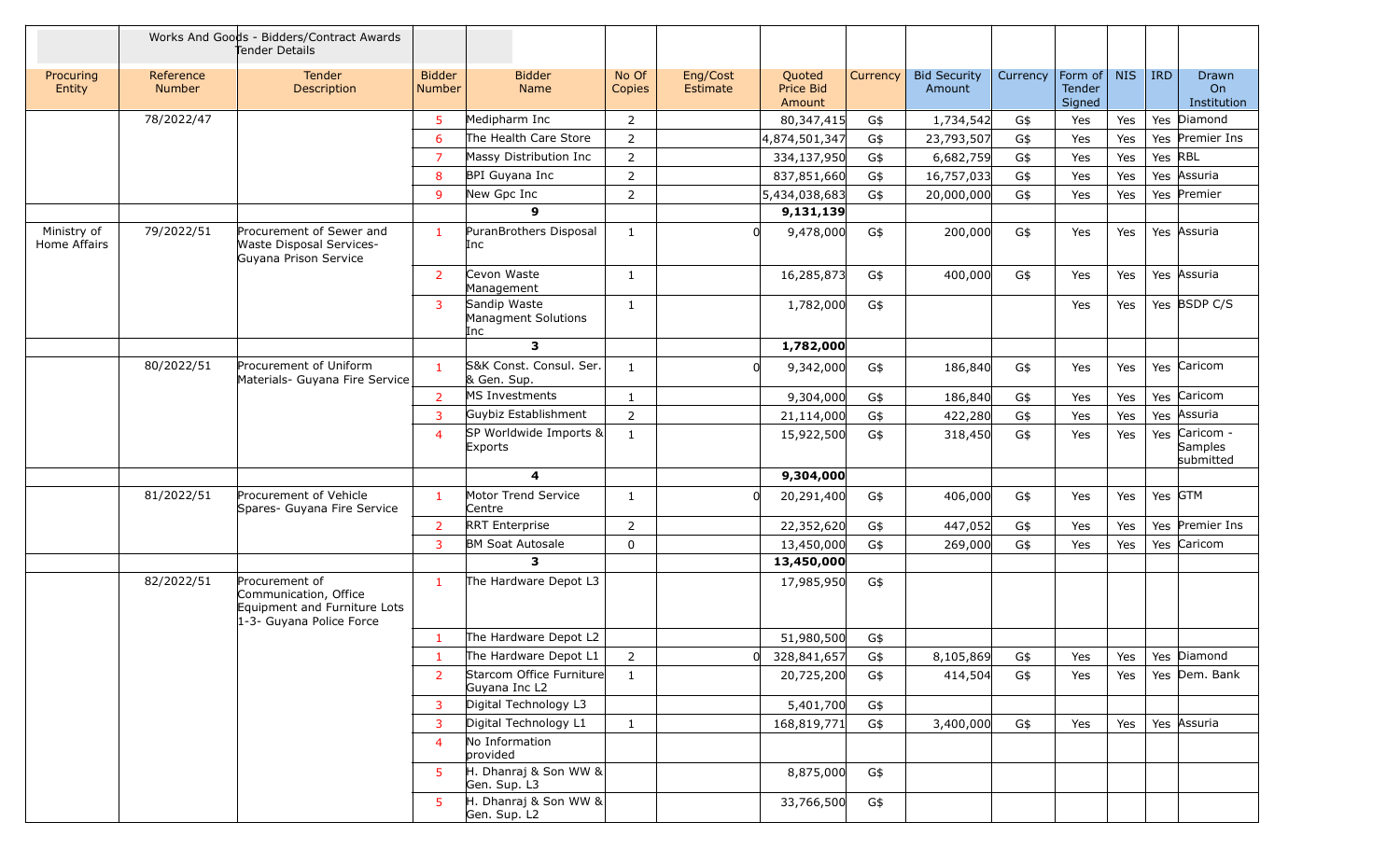| | Works And Goods - Bidders/Contract Awards Tender Details | | | | | | | | | | | | | |
|---|---|---|---|---|---|---|---|---|---|---|---|---|---|---|
| Procuring Entity | Reference Number | Tender Description | Bidder Number | Bidder Name | No Of Copies | Eng/Cost Estimate | Quoted Price Bid Amount | Currency | Bid Security Amount | Currency | Form of Tender Signed | NIS | IRD | Drawn On Institution |
| | 78/2022/47 | | 5 | Medipharm Inc | 2 | | 80,347,415 | G$ | 1,734,542 | G$ | Yes | Yes | Yes | Diamond |
| | | | 6 | The Health Care Store | 2 | | 4,874,501,347 | G$ | 23,793,507 | G$ | Yes | Yes | Yes | Premier Ins |
| | | | 7 | Massy Distribution Inc | 2 | | 334,137,950 | G$ | 6,682,759 | G$ | Yes | Yes | Yes | RBL |
| | | | 8 | BPI Guyana Inc | 2 | | 837,851,660 | G$ | 16,757,033 | G$ | Yes | Yes | Yes | Assuria |
| | | | 9 | New Gpc Inc | 2 | | 5,434,038,683 | G$ | 20,000,000 | G$ | Yes | Yes | Yes | Premier |
| | | | | **9** | | | **9,131,139** | | | | | | | |
| Ministry of Home Affairs | 79/2022/51 | Procurement of Sewer and Waste Disposal Services- Guyana Prison Service | 1 | PuranBrothers Disposal Inc | 1 | 0 | 9,478,000 | G$ | 200,000 | G$ | Yes | Yes | Yes | Assuria |
| | | | 2 | Cevon Waste Management | 1 | | 16,285,873 | G$ | 400,000 | G$ | Yes | Yes | Yes | Assuria |
| | | | 3 | Sandip Waste Managment Solutions Inc | 1 | | 1,782,000 | G$ | | | Yes | Yes | Yes | BSDP C/S |
| | | | | **3** | | | **1,782,000** | | | | | | | |
| | 80/2022/51 | Procurement of Uniform Materials- Guyana Fire Service | 1 | S&K Const. Consul. Ser. & Gen. Sup. | 1 | 0 | 9,342,000 | G$ | 186,840 | G$ | Yes | Yes | Yes | Caricom |
| | | | 2 | MS Investments | 1 | | 9,304,000 | G$ | 186,840 | G$ | Yes | Yes | Yes | Caricom |
| | | | 3 | Guybiz Establishment | 2 | | 21,114,000 | G$ | 422,280 | G$ | Yes | Yes | Yes | Assuria |
| | | | 4 | SP Worldwide Imports & Exports | 1 | | 15,922,500 | G$ | 318,450 | G$ | Yes | Yes | Yes | Caricom - Samples submitted |
| | | | | **4** | | | **9,304,000** | | | | | | | |
| | 81/2022/51 | Procurement of Vehicle Spares- Guyana Fire Service | 1 | Motor Trend Service Centre | 1 | 0 | 20,291,400 | G$ | 406,000 | G$ | Yes | Yes | Yes | GTM |
| | | | 2 | RRT Enterprise | 2 | | 22,352,620 | G$ | 447,052 | G$ | Yes | Yes | Yes | Premier Ins |
| | | | 3 | BM Soat Autosale | 0 | | 13,450,000 | G$ | 269,000 | G$ | Yes | Yes | Yes | Caricom |
| | | | | **3** | | | **13,450,000** | | | | | | | |
| | 82/2022/51 | Procurement of Communication, Office Equipment and Furniture Lots 1-3- Guyana Police Force | 1 | The Hardware Depot L3 | | | 17,985,950 | G$ | | | | | | |
| | | | 1 | The Hardware Depot L2 | | | 51,980,500 | G$ | | | | | | |
| | | | 1 | The Hardware Depot L1 | 2 | 0 | 328,841,657 | G$ | 8,105,869 | G$ | Yes | Yes | Yes | Diamond |
| | | | 2 | Starcom Office Furniture Guyana Inc L2 | 1 | | 20,725,200 | G$ | 414,504 | G$ | Yes | Yes | Yes | Dem. Bank |
| | | | 3 | Digital Technology L3 | | | 5,401,700 | G$ | | | | | | |
| | | | 3 | Digital Technology L1 | 1 | | 168,819,771 | G$ | 3,400,000 | G$ | Yes | Yes | Yes | Assuria |
| | | | 4 | No Information provided | | | | | | | | | | |
| | | | 5 | H. Dhanraj & Son WW & Gen. Sup. L3 | | | 8,875,000 | G$ | | | | | | |
| | | | 5 | H. Dhanraj & Son WW & Gen. Sup. L2 | | | 33,766,500 | G$ | | | | | | |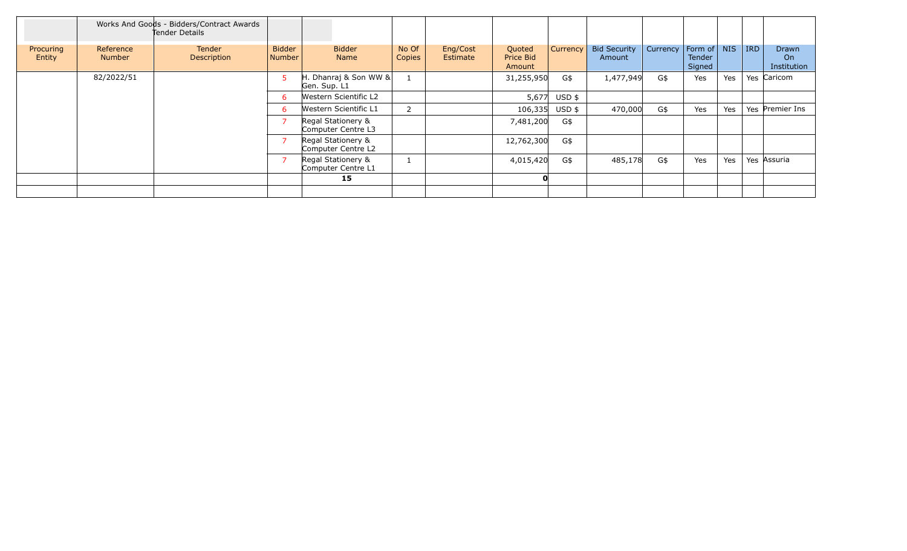| | Works And Goods - Bidders/Contract Awards Tender Details | | | | | | | | | | | | | |
|---|---|---|---|---|---|---|---|---|---|---|---|---|---|---|
| Procuring Entity | Reference Number | Tender Description | Bidder Number | Bidder Name | No Of Copies | Eng/Cost Estimate | Quoted Price Bid Amount | Currency | Bid Security Amount | Currency | Form of Tender Signed | NIS | IRD | Drawn On Institution |
| | 82/2022/51 | | 5 | H. Dhanraj & Son WW & Gen. Sup. L1 | 1 | | 31,255,950 | G$ | 1,477,949 | G$ | Yes | Yes | Yes | Caricom |
| | | | 6 | Western Scientific L2 | | | 5,677 | USD $ | | | | | | |
| | | | 6 | Western Scientific L1 | 2 | | 106,335 | USD $ | 470,000 | G$ | Yes | Yes | Yes | Premier Ins |
| | | | 7 | Regal Stationery & Computer Centre L3 | | | 7,481,200 | G$ | | | | | | |
| | | | 7 | Regal Stationery & Computer Centre L2 | | | 12,762,300 | G$ | | | | | | |
| | | | 7 | Regal Stationery & Computer Centre L1 | 1 | | 4,015,420 | G$ | 485,178 | G$ | Yes | Yes | Yes | Assuria |
| | | | | **15** | | | **0** | | | | | | | |
| | | | | | | | | | | | | | | |